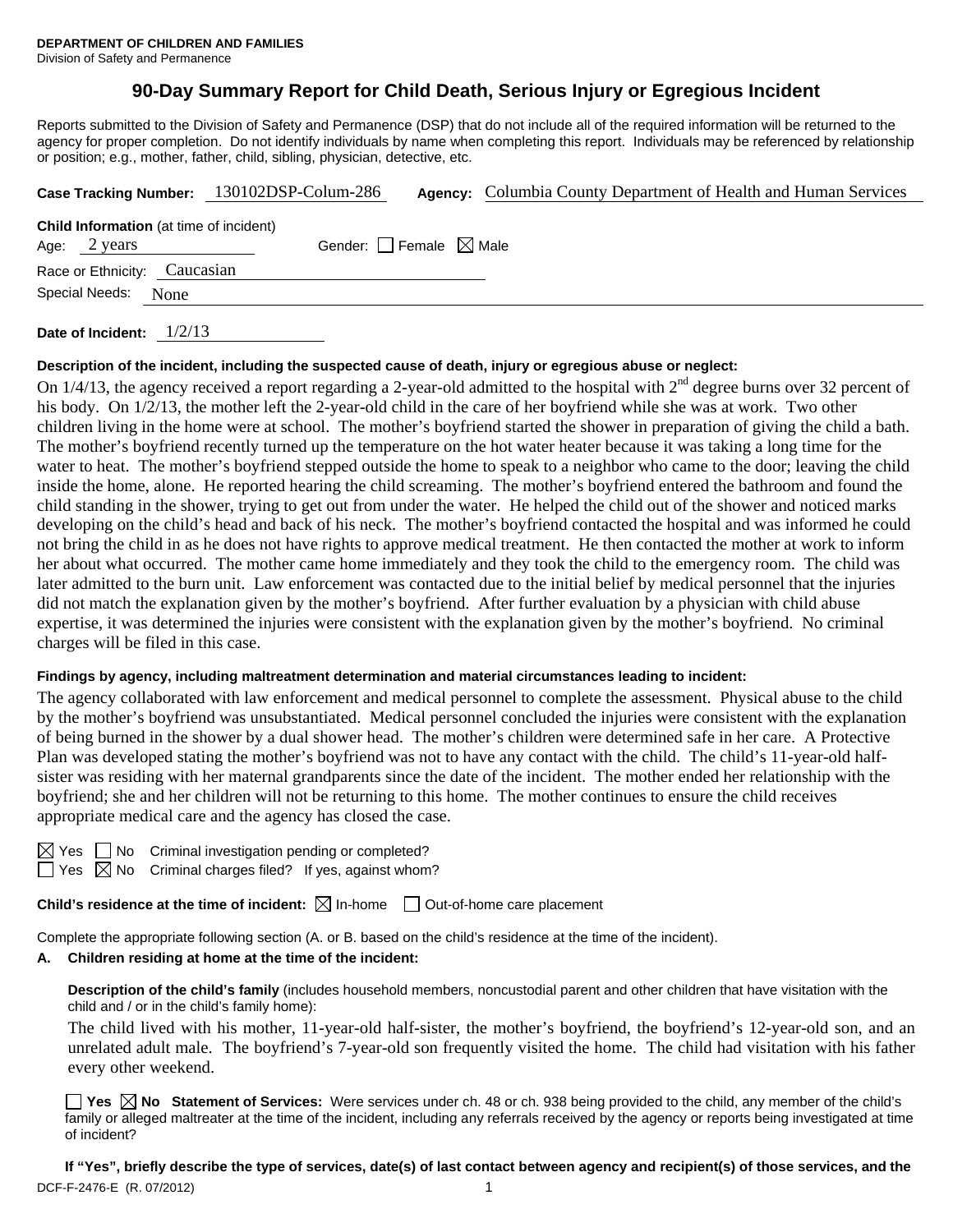**DEPARTMENT OF CHILDREN AND FAMILIES**
Division of Safety and Permanence

# 90-Day Summary Report for Child Death, Serious Injury or Egregious Incident

Reports submitted to the Division of Safety and Permanence (DSP) that do not include all of the required information will be returned to the agency for proper completion. Do not identify individuals by name when completing this report. Individuals may be referenced by relationship or position; e.g., mother, father, child, sibling, physician, detective, etc.

**Case Tracking Number:** 130102DSP-Colum-286 **Agency:** Columbia County Department of Health and Human Services

**Child Information** (at time of incident)

Age: 2 years Gender: ☐ Female ☒ Male

Race or Ethnicity: Caucasian

Special Needs: None

**Date of Incident:** 1/2/13

**Description of the incident, including the suspected cause of death, injury or egregious abuse or neglect:**

On 1/4/13, the agency received a report regarding a 2-year-old admitted to the hospital with 2nd degree burns over 32 percent of his body. On 1/2/13, the mother left the 2-year-old child in the care of her boyfriend while she was at work. Two other children living in the home were at school. The mother's boyfriend started the shower in preparation of giving the child a bath. The mother's boyfriend recently turned up the temperature on the hot water heater because it was taking a long time for the water to heat. The mother's boyfriend stepped outside the home to speak to a neighbor who came to the door; leaving the child inside the home, alone. He reported hearing the child screaming. The mother's boyfriend entered the bathroom and found the child standing in the shower, trying to get out from under the water. He helped the child out of the shower and noticed marks developing on the child's head and back of his neck. The mother's boyfriend contacted the hospital and was informed he could not bring the child in as he does not have rights to approve medical treatment. He then contacted the mother at work to inform her about what occurred. The mother came home immediately and they took the child to the emergency room. The child was later admitted to the burn unit. Law enforcement was contacted due to the initial belief by medical personnel that the injuries did not match the explanation given by the mother's boyfriend. After further evaluation by a physician with child abuse expertise, it was determined the injuries were consistent with the explanation given by the mother's boyfriend. No criminal charges will be filed in this case.

**Findings by agency, including maltreatment determination and material circumstances leading to incident:**

The agency collaborated with law enforcement and medical personnel to complete the assessment. Physical abuse to the child by the mother's boyfriend was unsubstantiated. Medical personnel concluded the injuries were consistent with the explanation of being burned in the shower by a dual shower head. The mother's children were determined safe in her care. A Protective Plan was developed stating the mother's boyfriend was not to have any contact with the child. The child's 11-year-old half-sister was residing with her maternal grandparents since the date of the incident. The mother ended her relationship with the boyfriend; she and her children will not be returning to this home. The mother continues to ensure the child receives appropriate medical care and the agency has closed the case.

☒ Yes ☐ No Criminal investigation pending or completed?

☐ Yes ☒ No Criminal charges filed? If yes, against whom?

**Child's residence at the time of incident:** ☒ In-home ☐ Out-of-home care placement

Complete the appropriate following section (A. or B. based on the child's residence at the time of the incident).

**A. Children residing at home at the time of the incident:**

**Description of the child's family** (includes household members, noncustodial parent and other children that have visitation with the child and / or in the child's family home):

The child lived with his mother, 11-year-old half-sister, the mother's boyfriend, the boyfriend's 12-year-old son, and an unrelated adult male. The boyfriend's 7-year-old son frequently visited the home. The child had visitation with his father every other weekend.

☐ **Yes** ☒ **No Statement of Services:** Were services under ch. 48 or ch. 938 being provided to the child, any member of the child's family or alleged maltreater at the time of the incident, including any referrals received by the agency or reports being investigated at time of incident?

**If "Yes", briefly describe the type of services, date(s) of last contact between agency and recipient(s) of those services, and the**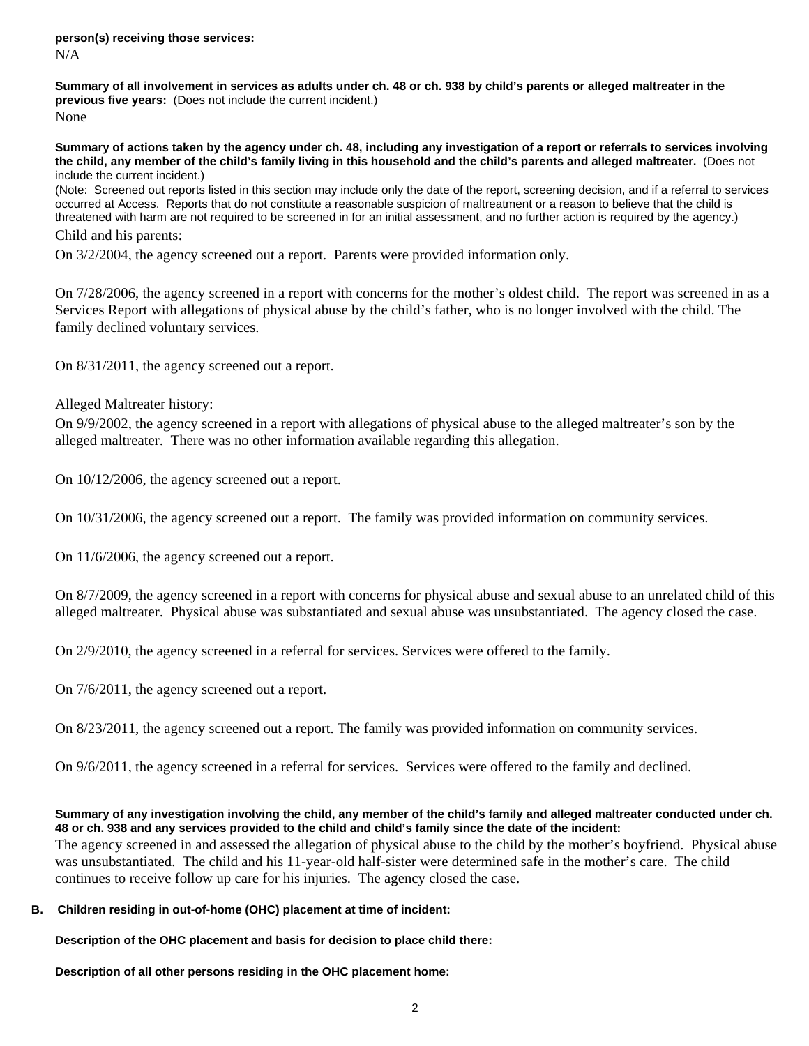**person(s) receiving those services:**

N/A

**Summary of all involvement in services as adults under ch. 48 or ch. 938 by child's parents or alleged maltreater in the previous five years:** (Does not include the current incident.)

None

**Summary of actions taken by the agency under ch. 48, including any investigation of a report or referrals to services involving the child, any member of the child's family living in this household and the child's parents and alleged maltreater.** (Does not include the current incident.)

(Note: Screened out reports listed in this section may include only the date of the report, screening decision, and if a referral to services occurred at Access. Reports that do not constitute a reasonable suspicion of maltreatment or a reason to believe that the child is threatened with harm are not required to be screened in for an initial assessment, and no further action is required by the agency.)

Child and his parents:

On 3/2/2004, the agency screened out a report. Parents were provided information only.

On 7/28/2006, the agency screened in a report with concerns for the mother's oldest child. The report was screened in as a Services Report with allegations of physical abuse by the child's father, who is no longer involved with the child. The family declined voluntary services.

On 8/31/2011, the agency screened out a report.

Alleged Maltreater history:

On 9/9/2002, the agency screened in a report with allegations of physical abuse to the alleged maltreater's son by the alleged maltreater. There was no other information available regarding this allegation.

On 10/12/2006, the agency screened out a report.

On 10/31/2006, the agency screened out a report. The family was provided information on community services.

On 11/6/2006, the agency screened out a report.

On 8/7/2009, the agency screened in a report with concerns for physical abuse and sexual abuse to an unrelated child of this alleged maltreater. Physical abuse was substantiated and sexual abuse was unsubstantiated. The agency closed the case.

On 2/9/2010, the agency screened in a referral for services. Services were offered to the family.

On 7/6/2011, the agency screened out a report.

On 8/23/2011, the agency screened out a report. The family was provided information on community services.

On 9/6/2011, the agency screened in a referral for services. Services were offered to the family and declined.

**Summary of any investigation involving the child, any member of the child's family and alleged maltreater conducted under ch. 48 or ch. 938 and any services provided to the child and child's family since the date of the incident:**

The agency screened in and assessed the allegation of physical abuse to the child by the mother's boyfriend. Physical abuse was unsubstantiated. The child and his 11-year-old half-sister were determined safe in the mother's care. The child continues to receive follow up care for his injuries. The agency closed the case.

**B. Children residing in out-of-home (OHC) placement at time of incident:**

**Description of the OHC placement and basis for decision to place child there:**

**Description of all other persons residing in the OHC placement home:**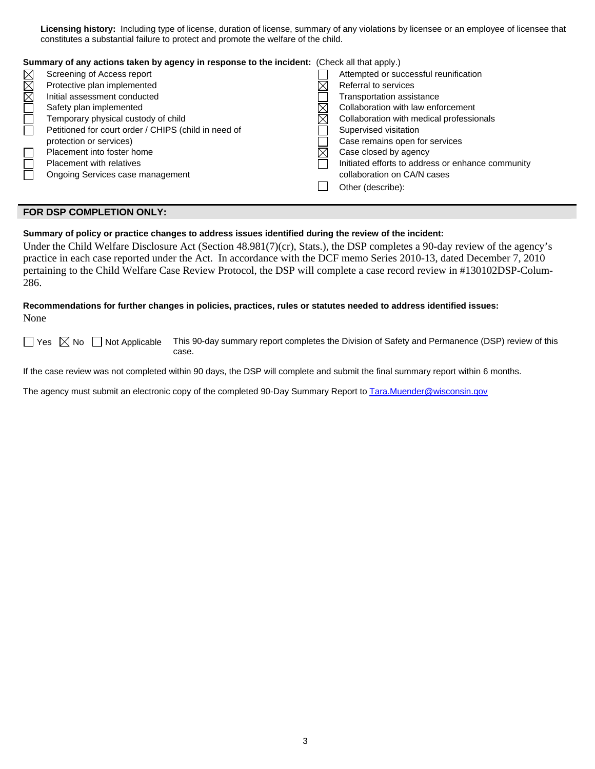**Licensing history:** Including type of license, duration of license, summary of any violations by licensee or an employee of licensee that constitutes a substantial failure to protect and promote the welfare of the child.

**Summary of any actions taken by agency in response to the incident:** (Check all that apply.)

- ☒ Screening of Access report
- ☒ Protective plan implemented
- ☒ Initial assessment conducted
- ☐ Safety plan implemented
- ☐ Temporary physical custody of child
- ☐ Petitioned for court order / CHIPS (child in need of protection or services)
- ☐ Placement into foster home
- ☐ Placement with relatives
- ☐ Ongoing Services case management
- ☐ Attempted or successful reunification
- ☒ Referral to services
- ☐ Transportation assistance
- ☒ Collaboration with law enforcement
- ☒ Collaboration with medical professionals
- ☐ Supervised visitation
- ☐ Case remains open for services
- ☒ Case closed by agency
- ☐ Initiated efforts to address or enhance community collaboration on CA/N cases
- ☐ Other (describe):

## FOR DSP COMPLETION ONLY:

**Summary of policy or practice changes to address issues identified during the review of the incident:**

Under the Child Welfare Disclosure Act (Section 48.981(7)(cr), Stats.), the DSP completes a 90-day review of the agency's practice in each case reported under the Act. In accordance with the DCF memo Series 2010-13, dated December 7, 2010 pertaining to the Child Welfare Case Review Protocol, the DSP will complete a case record review in #130102DSP-Colum-286.

**Recommendations for further changes in policies, practices, rules or statutes needed to address identified issues:**

None

☐ Yes ☒ No ☐ Not Applicable This 90-day summary report completes the Division of Safety and Permanence (DSP) review of this case.

If the case review was not completed within 90 days, the DSP will complete and submit the final summary report within 6 months.

The agency must submit an electronic copy of the completed 90-Day Summary Report to Tara.Muender@wisconsin.gov